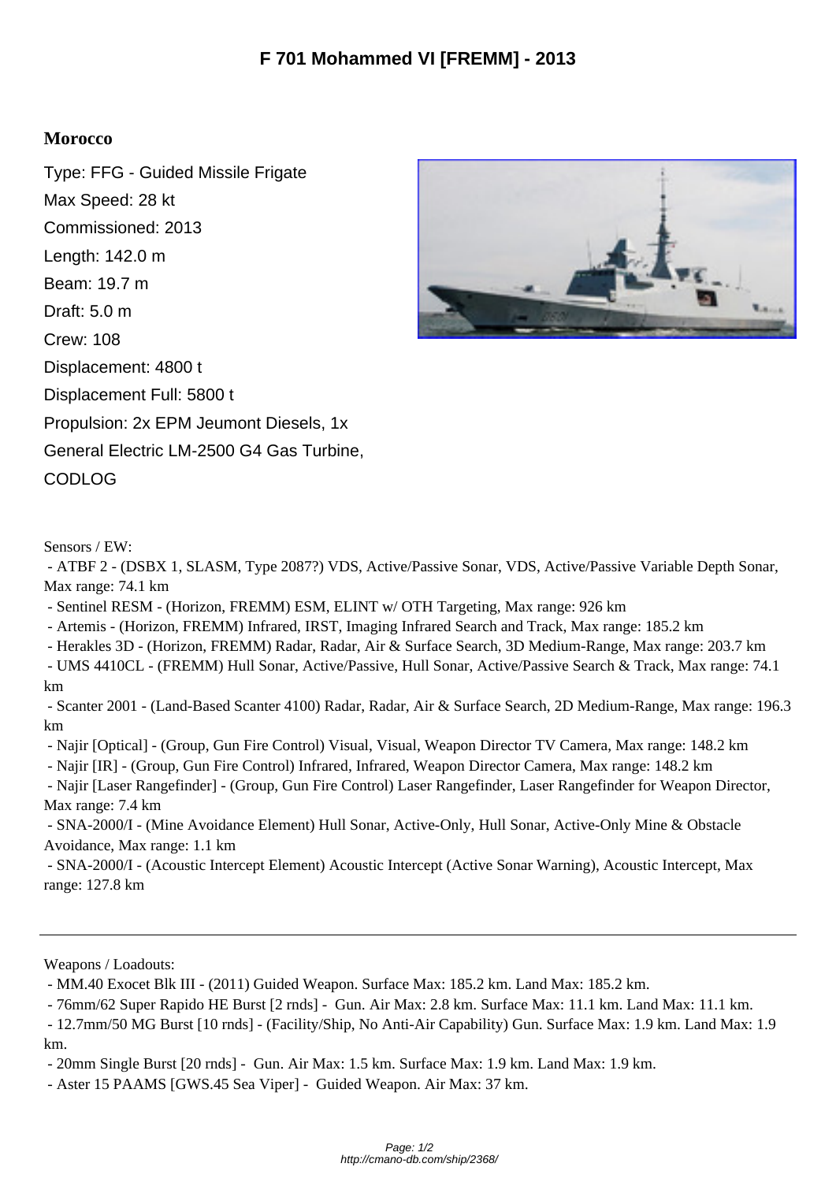# F 701 Mohammed VI [FREMM] - 2013

**Morocco**

Type: FFG - Guided Missile Frigate

Max Speed: 28 kt

Commissioned: 2013

Length: 142.0 m

Beam: 19.7 m

Draft: 5.0 m

Crew: 108

Displacement: 4800 t

Displacement Full: 5800 t

Propulsion: 2x EPM Jeumont Diesels, 1x General Electric LM-2500 G4 Gas Turbine, CODLOG

Sensors / EW:

- ATBF 2 - (DSBX 1, SLASM, Type 2087?) VDS, Active/Passive Sonar, VDS, Active/Passive Variable Depth Sonar, Max range: 74.1 km
- Sentinel RESM - (Horizon, FREMM) ESM, ELINT w/ OTH Targeting, Max range: 926 km
- Artemis - (Horizon, FREMM) Infrared, IRST, Imaging Infrared Search and Track, Max range: 185.2 km
- Herakles 3D - (Horizon, FREMM) Radar, Radar, Air & Surface Search, 3D Medium-Range, Max range: 203.7 km
- UMS 4410CL - (FREMM) Hull Sonar, Active/Passive, Hull Sonar, Active/Passive Search & Track, Max range: 74.1 km
- Scanter 2001 - (Land-Based Scanter 4100) Radar, Radar, Air & Surface Search, 2D Medium-Range, Max range: 196.3 km
- Najir [Optical] - (Group, Gun Fire Control) Visual, Visual, Weapon Director TV Camera, Max range: 148.2 km
- Najir [IR] - (Group, Gun Fire Control) Infrared, Infrared, Weapon Director Camera, Max range: 148.2 km
- Najir [Laser Rangefinder] - (Group, Gun Fire Control) Laser Rangefinder, Laser Rangefinder for Weapon Director, Max range: 7.4 km
- SNA-2000/I - (Mine Avoidance Element) Hull Sonar, Active-Only, Hull Sonar, Active-Only Mine & Obstacle Avoidance, Max range: 1.1 km
- SNA-2000/I - (Acoustic Intercept Element) Acoustic Intercept (Active Sonar Warning), Acoustic Intercept, Max range: 127.8 km

---

Weapons / Loadouts:

- MM.40 Exocet Blk III - (2011) Guided Weapon. Surface Max: 185.2 km. Land Max: 185.2 km.
- 76mm/62 Super Rapido HE Burst [2 rnds] - Gun. Air Max: 2.8 km. Surface Max: 11.1 km. Land Max: 11.1 km.
- 12.7mm/50 MG Burst [10 rnds] - (Facility/Ship, No Anti-Air Capability) Gun. Surface Max: 1.9 km. Land Max: 1.9 km.
- 20mm Single Burst [20 rnds] - Gun. Air Max: 1.5 km. Surface Max: 1.9 km. Land Max: 1.9 km.
- Aster 15 PAAMS [GWS.45 Sea Viper] - Guided Weapon. Air Max: 37 km.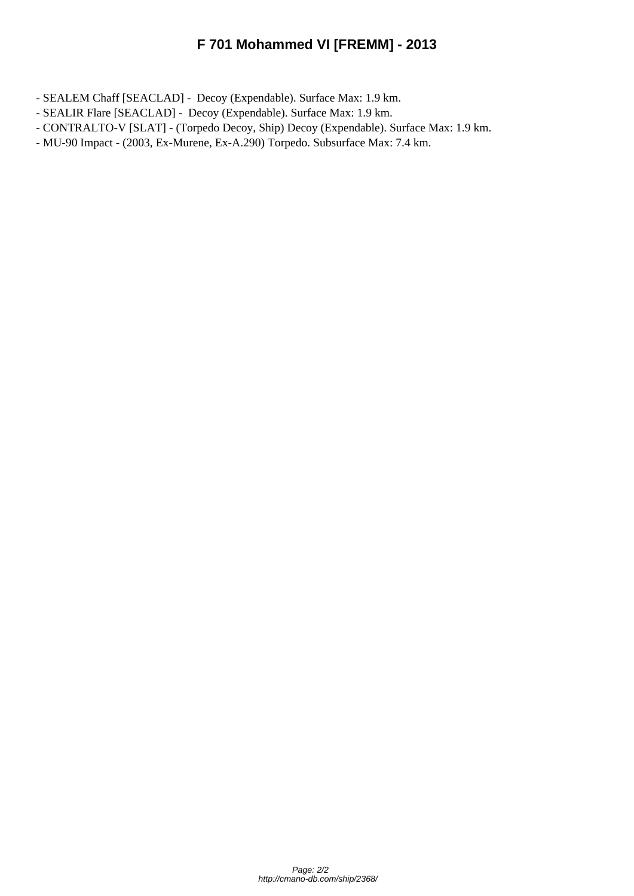- SEALEM Chaff [SEACLAD] - Decoy (Expendable). Surface Max: 1.9 km.
- SEALIR Flare [SEACLAD] - Decoy (Expendable). Surface Max: 1.9 km.
- CONTRALTO-V [SLAT] - (Torpedo Decoy, Ship) Decoy (Expendable). Surface Max: 1.9 km.
- MU-90 Impact - (2003, Ex-Murene, Ex-A.290) Torpedo. Subsurface Max: 7.4 km.